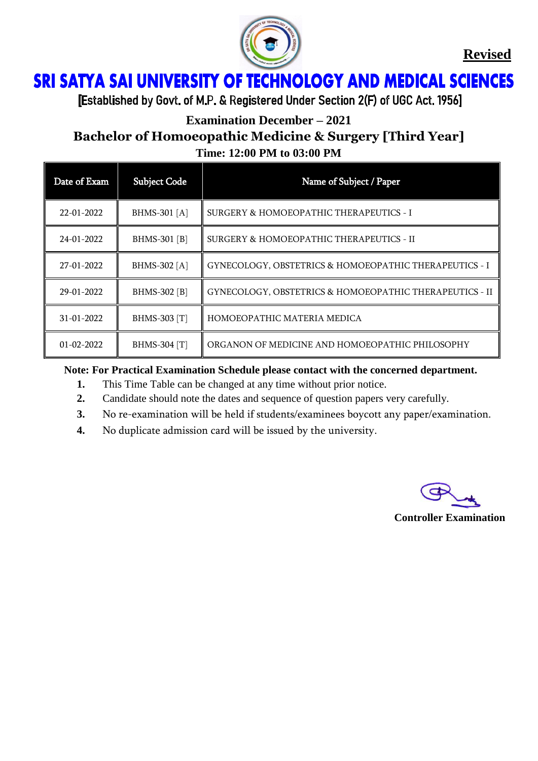**Revised**

# SRI SATYA SAI UNIVERSITY OF TECHNOLOGY AND MEDICAL SCIENCES

[Established by Govt. of M.P. & Registered Under Section 2(F) of UGC Act. 1956]

## Examination December – 2021

## Bachelor of Homoeopathic Medicine & Surgery [Third Year]

### Time: 12:00 PM to 03:00 PM

| Date of Exam | Subject Code | Name of Subject / Paper |
|---|---|---|
| 22-01-2022 | BHMS-301 [A] | SURGERY & HOMOEOPATHIC THERAPEUTICS - I |
| 24-01-2022 | BHMS-301 [B] | SURGERY & HOMOEOPATHIC THERAPEUTICS - II |
| 27-01-2022 | BHMS-302 [A] | GYNECOLOGY, OBSTETRICS & HOMOEOPATHIC THERAPEUTICS - I |
| 29-01-2022 | BHMS-302 [B] | GYNECOLOGY, OBSTETRICS & HOMOEOPATHIC THERAPEUTICS - II |
| 31-01-2022 | BHMS-303 [T] | HOMOEOPATHIC MATERIA MEDICA |
| 01-02-2022 | BHMS-304 [T] | ORGANON OF MEDICINE AND HOMOEOPATHIC PHILOSOPHY |

**Note: For Practical Examination Schedule please contact with the concerned department.**

1. This Time Table can be changed at any time without prior notice.
2. Candidate should note the dates and sequence of question papers very carefully.
3. No re-examination will be held if students/examinees boycott any paper/examination.
4. No duplicate admission card will be issued by the university.

**Controller Examination**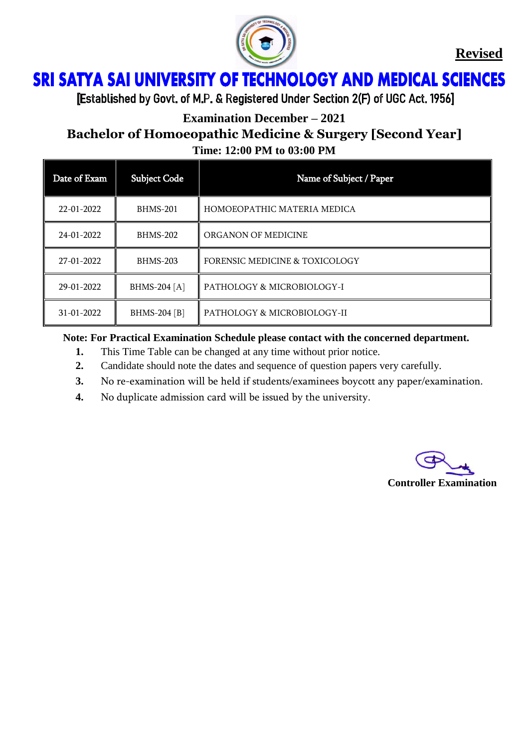**Revised**

# SRI SATYA SAI UNIVERSITY OF TECHNOLOGY AND MEDICAL SCIENCES

[Established by Govt. of M.P. & Registered Under Section 2(F) of UGC Act. 1956]

## Examination December – 2021

## Bachelor of Homoeopathic Medicine & Surgery [Second Year]

### Time: 12:00 PM to 03:00 PM

| Date of Exam | Subject Code | Name of Subject / Paper |
|---|---|---|
| 22-01-2022 | BHMS-201 | HOMOEOPATHIC MATERIA MEDICA |
| 24-01-2022 | BHMS-202 | ORGANON OF MEDICINE |
| 27-01-2022 | BHMS-203 | FORENSIC MEDICINE & TOXICOLOGY |
| 29-01-2022 | BHMS-204 [A] | PATHOLOGY & MICROBIOLOGY-I |
| 31-01-2022 | BHMS-204 [B] | PATHOLOGY & MICROBIOLOGY-II |

**Note: For Practical Examination Schedule please contact with the concerned department.**

1. This Time Table can be changed at any time without prior notice.
2. Candidate should note the dates and sequence of question papers very carefully.
3. No re-examination will be held if students/examinees boycott any paper/examination.
4. No duplicate admission card will be issued by the university.

**Controller Examination**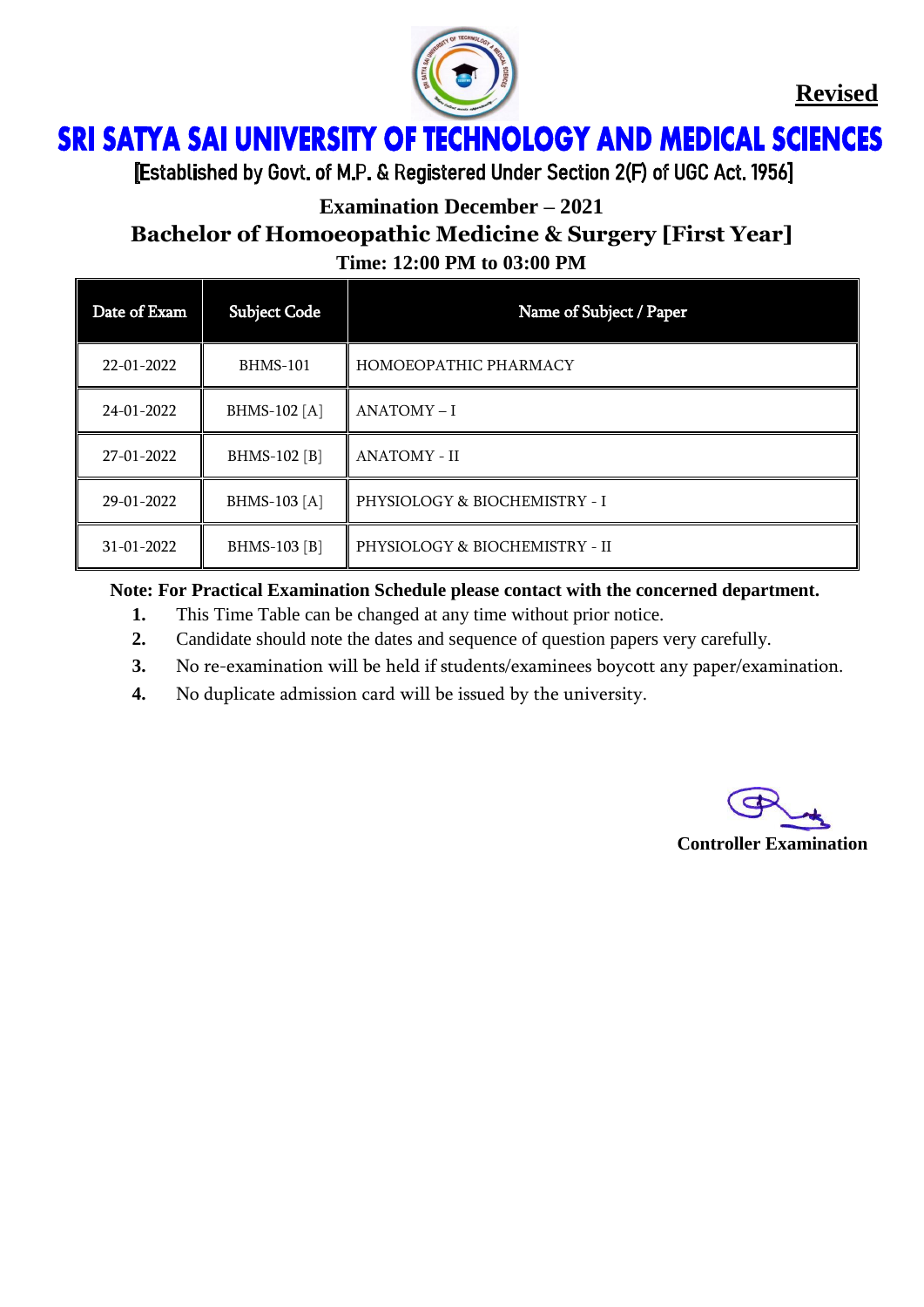**Revised**

# SRI SATYA SAI UNIVERSITY OF TECHNOLOGY AND MEDICAL SCIENCES

[Established by Govt. of M.P. & Registered Under Section 2(F) of UGC Act. 1956]

### Examination December – 2021

### Bachelor of Homoeopathic Medicine & Surgery [First Year]

### Time: 12:00 PM to 03:00 PM

| Date of Exam | Subject Code | Name of Subject / Paper |
|---|---|---|
| 22-01-2022 | BHMS-101 | HOMOEOPATHIC PHARMACY |
| 24-01-2022 | BHMS-102 [A] | ANATOMY – I |
| 27-01-2022 | BHMS-102 [B] | ANATOMY - II |
| 29-01-2022 | BHMS-103 [A] | PHYSIOLOGY & BIOCHEMISTRY - I |
| 31-01-2022 | BHMS-103 [B] | PHYSIOLOGY & BIOCHEMISTRY - II |

**Note: For Practical Examination Schedule please contact with the concerned department.**

1. This Time Table can be changed at any time without prior notice.
2. Candidate should note the dates and sequence of question papers very carefully.
3. No re-examination will be held if students/examinees boycott any paper/examination.
4. No duplicate admission card will be issued by the university.

**Controller Examination**